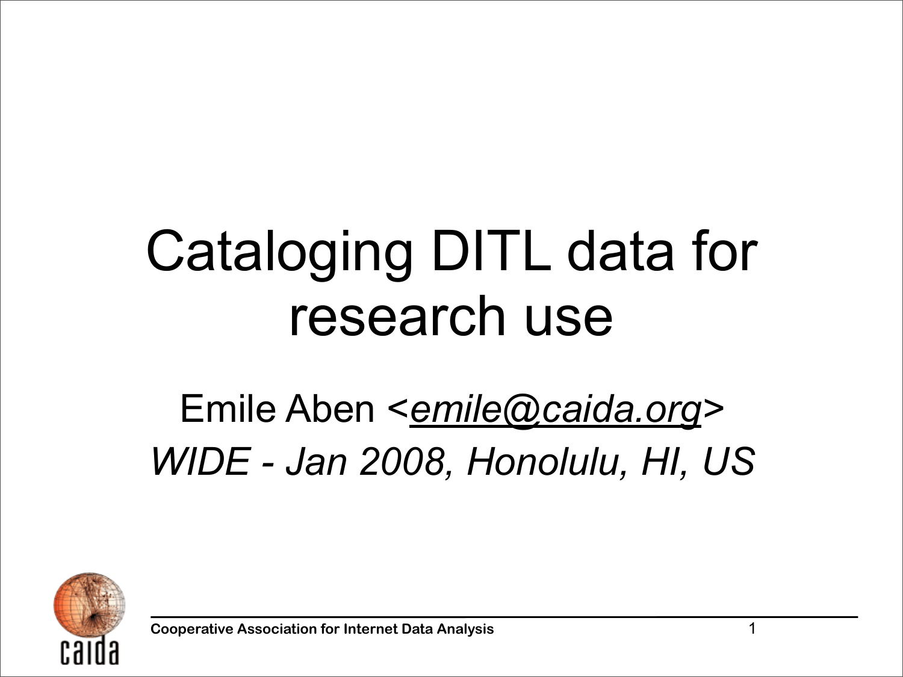# Cataloging DITL data for research use

Emile Aben <*emile@caida.org*>

*WIDE - Jan 2008, Honolulu, HI, US*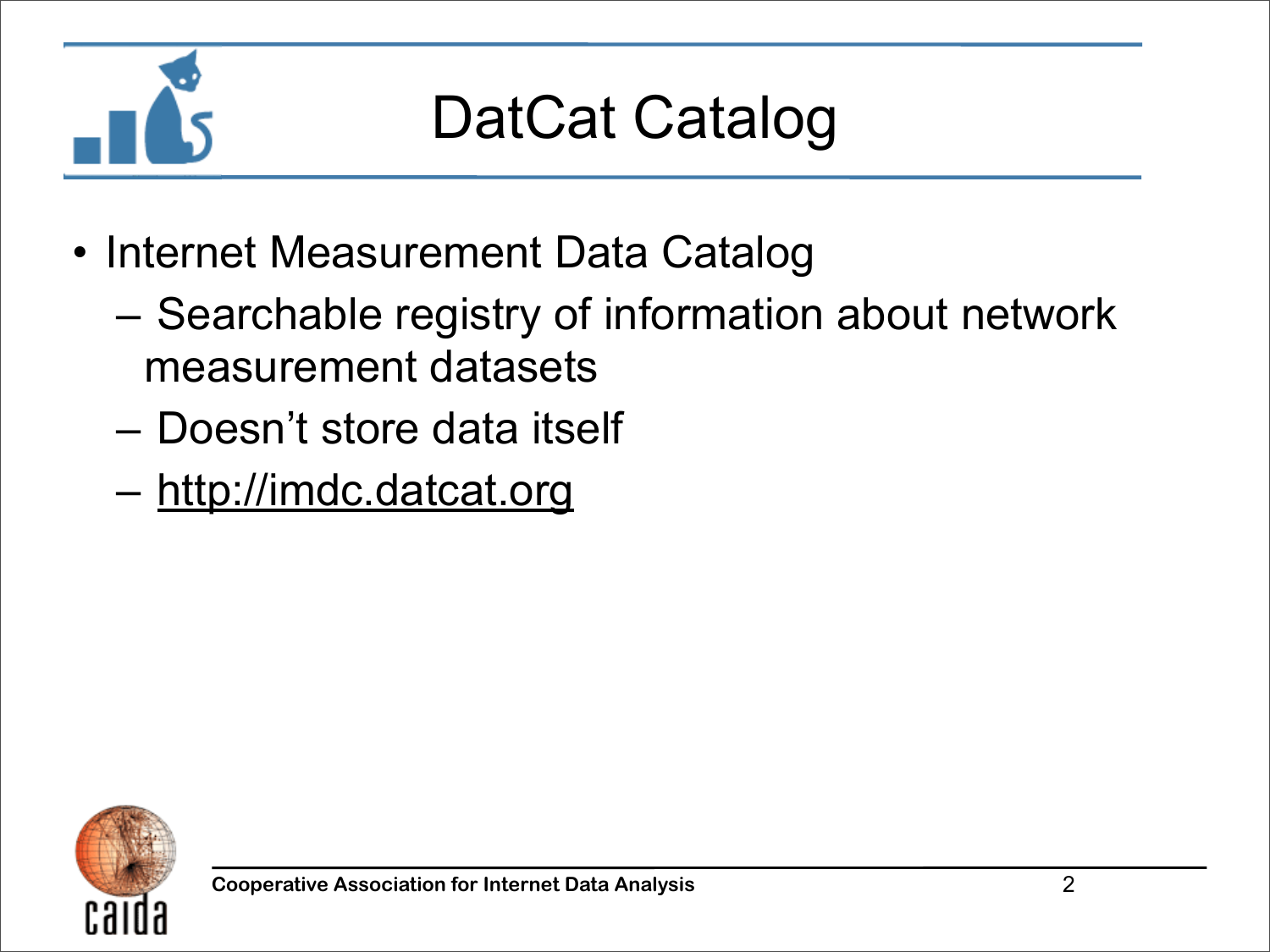# DatCat Catalog

- Internet Measurement Data Catalog
  - Searchable registry of information about network measurement datasets
  - Doesn't store data itself
  - http://imdc.datcat.org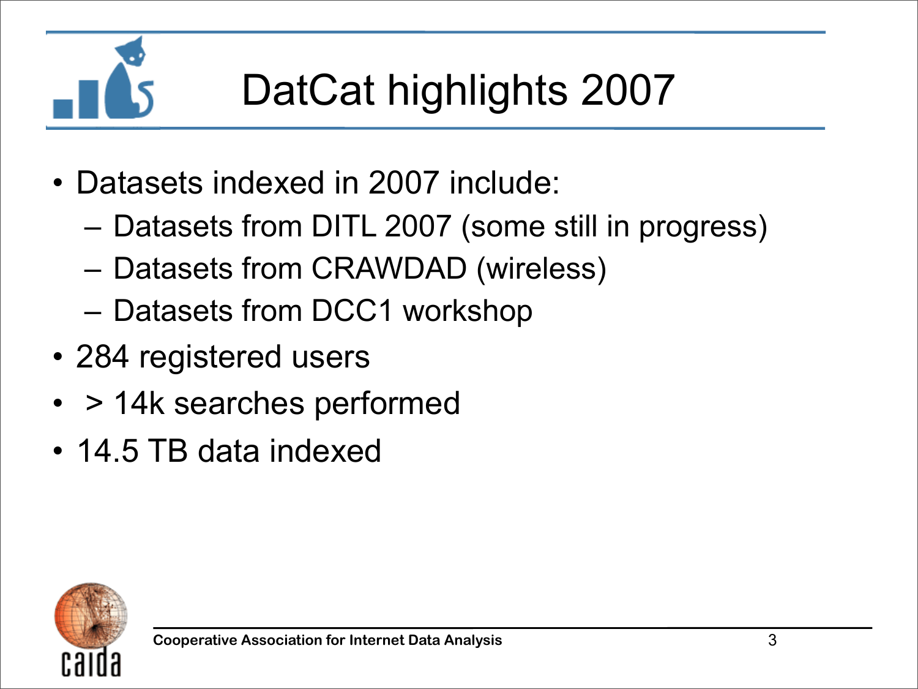# DatCat highlights 2007

- Datasets indexed in 2007 include:
  - Datasets from DITL 2007 (some still in progress)
  - Datasets from CRAWDAD (wireless)
  - Datasets from DCC1 workshop
- 284 registered users
- > 14k searches performed
- 14.5 TB data indexed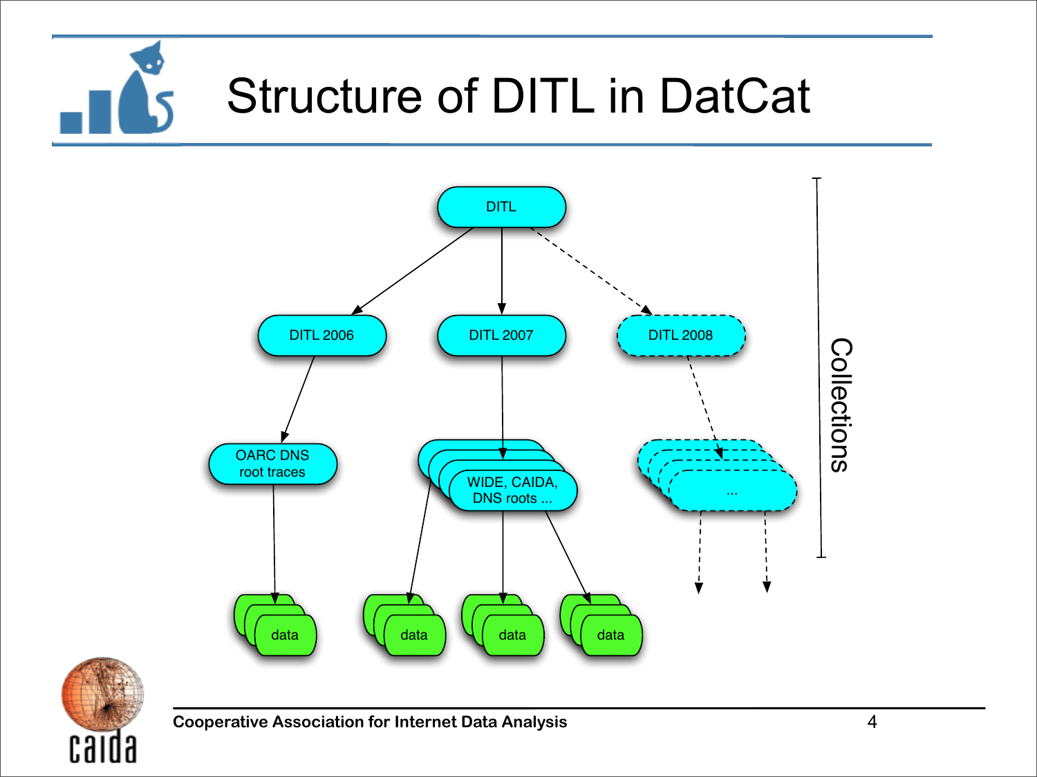# Structure of DITL in DatCat

DITL

DITL 2006

DITL 2007

DITL 2008

OARC DNS root traces

WIDE, CAIDA, DNS roots ...

...

data

data

data

data

Collections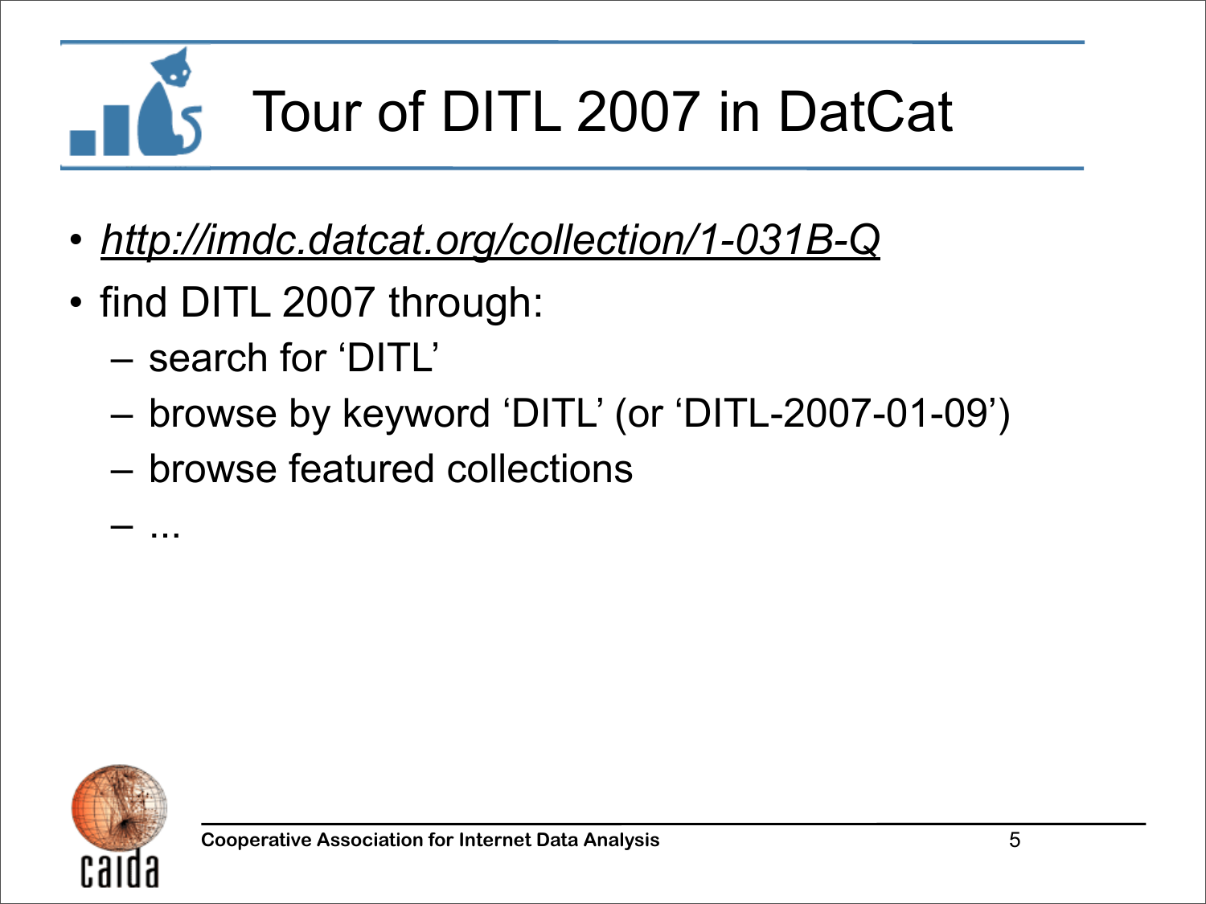# Tour of DITL 2007 in DatCat

- *http://imdc.datcat.org/collection/1-031B-Q*
- find DITL 2007 through:
  - search for 'DITL'
  - browse by keyword 'DITL' (or 'DITL-2007-01-09')
  - browse featured collections
  - ...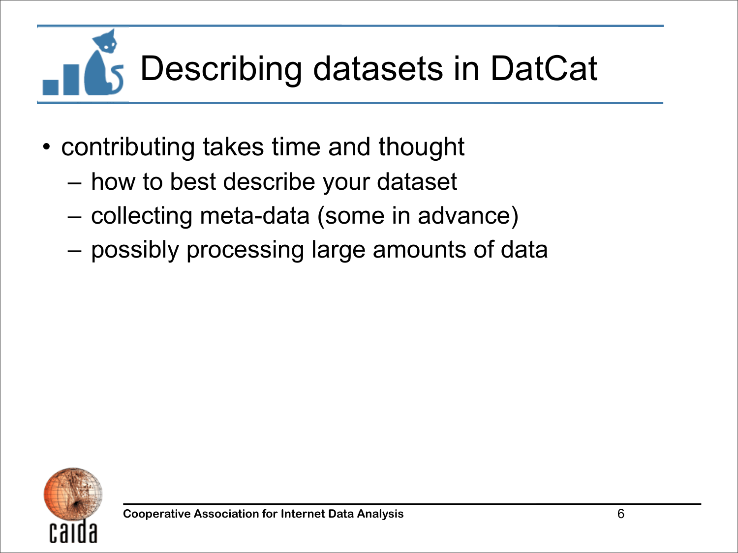# Describing datasets in DatCat

- contributing takes time and thought
  - how to best describe your dataset
  - collecting meta-data (some in advance)
  - possibly processing large amounts of data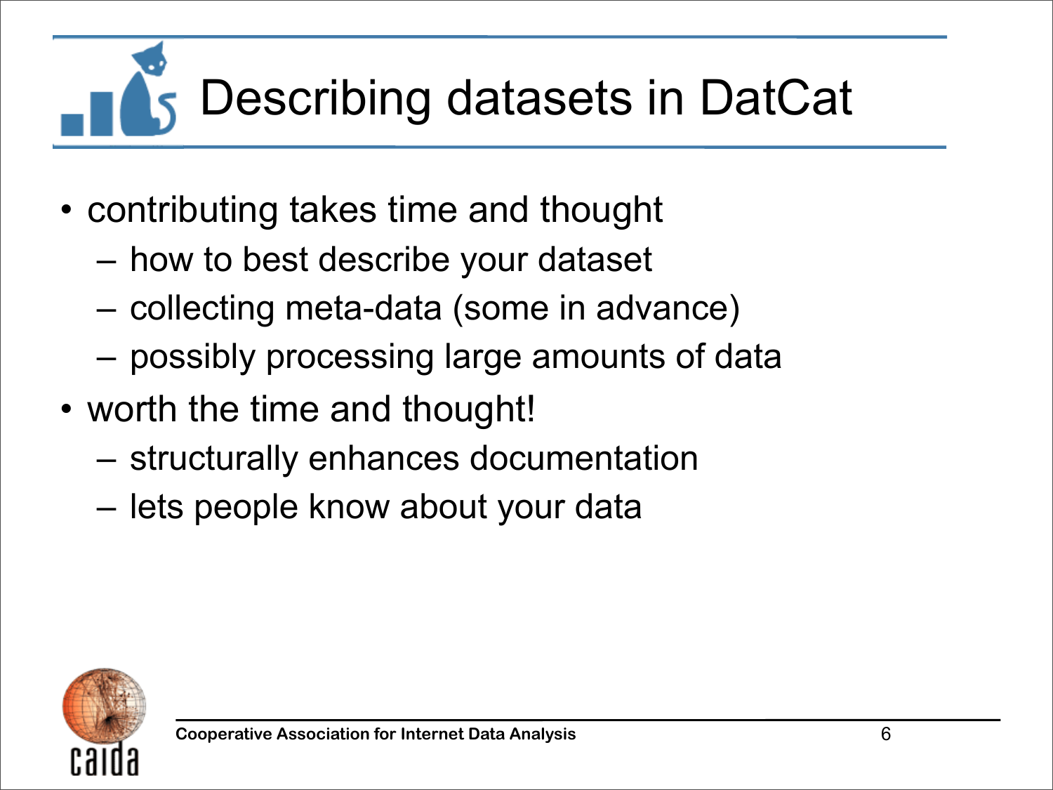# Describing datasets in DatCat

- contributing takes time and thought
  - how to best describe your dataset
  - collecting meta-data (some in advance)
  - possibly processing large amounts of data
- worth the time and thought!
  - structurally enhances documentation
  - lets people know about your data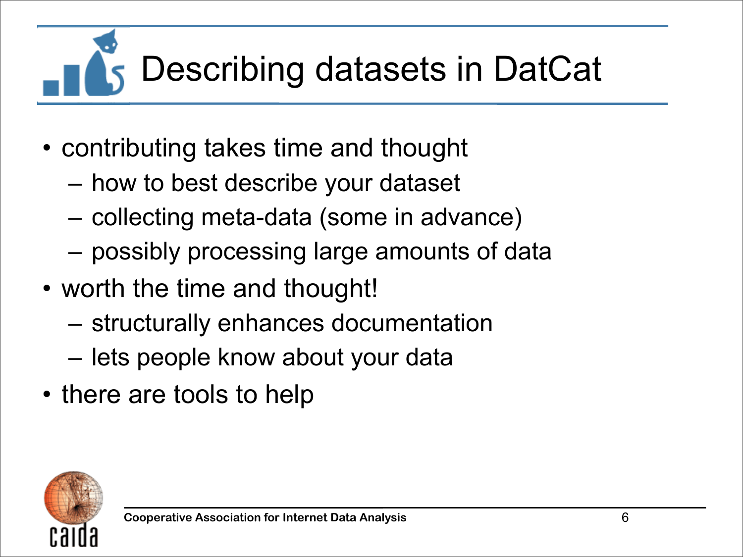# Describing datasets in DatCat

- contributing takes time and thought
  - how to best describe your dataset
  - collecting meta-data (some in advance)
  - possibly processing large amounts of data
- worth the time and thought!
  - structurally enhances documentation
  - lets people know about your data
- there are tools to help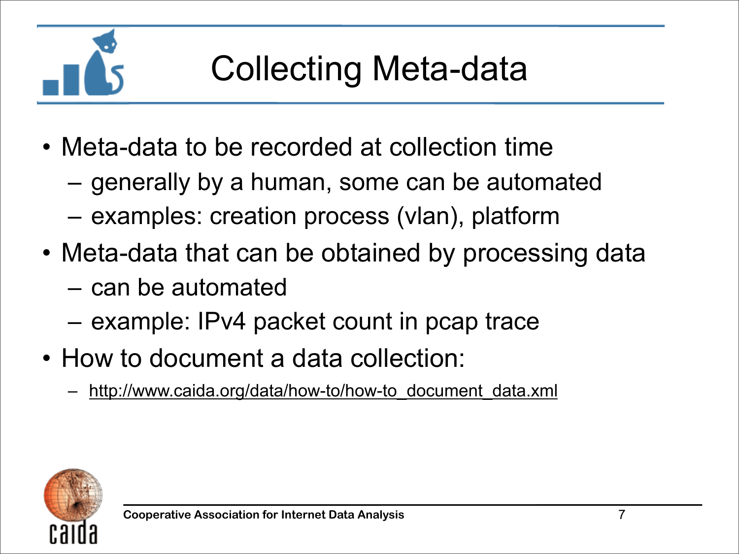# Collecting Meta-data

- Meta-data to be recorded at collection time
  - generally by a human, some can be automated
  - examples: creation process (vlan), platform
- Meta-data that can be obtained by processing data
  - can be automated
  - example: IPv4 packet count in pcap trace
- How to document a data collection:
  - http://www.caida.org/data/how-to/how-to_document_data.xml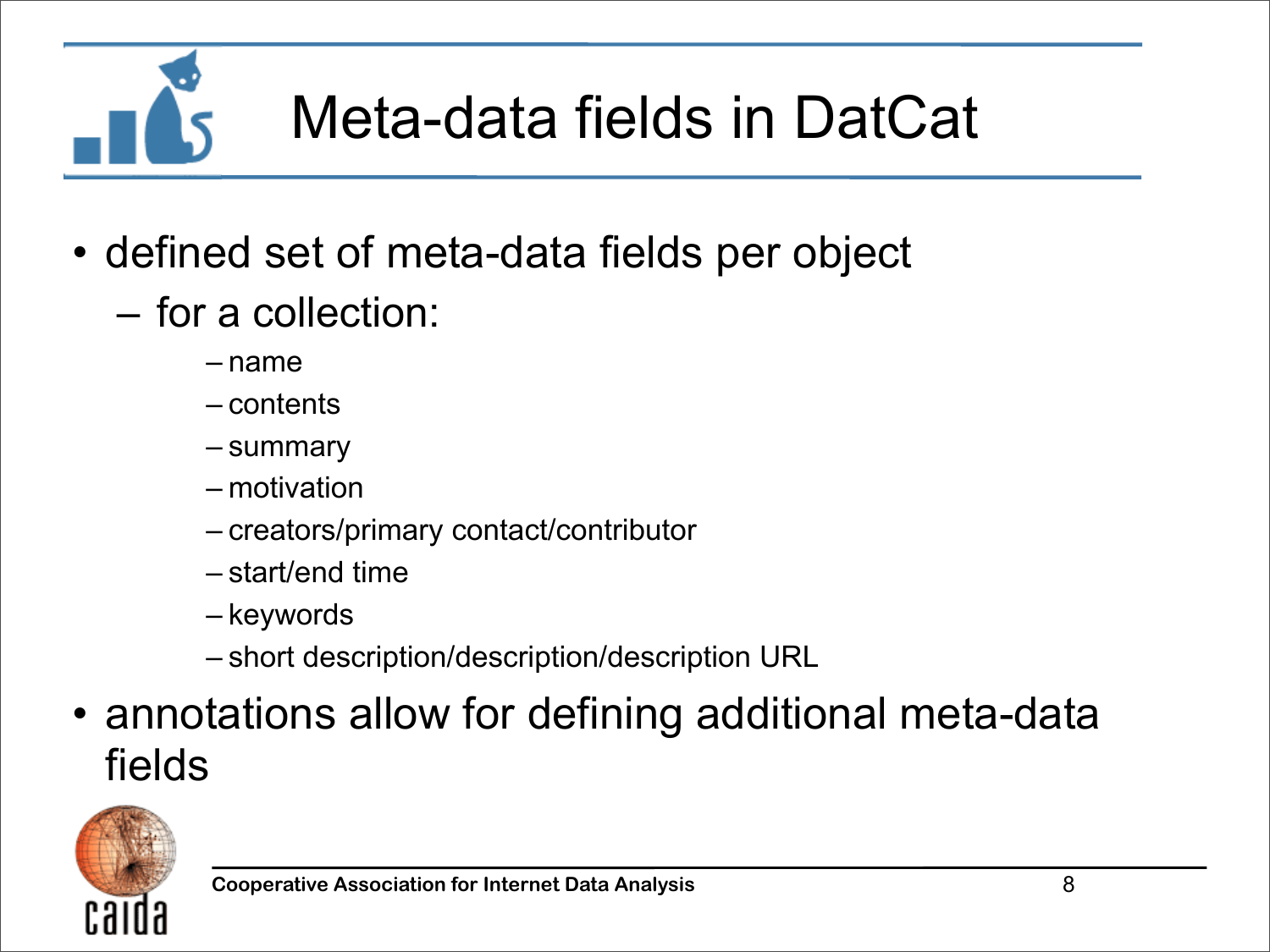# Meta-data fields in DatCat

- defined set of meta-data fields per object
  - for a collection:
    - name
    - contents
    - summary
    - motivation
    - creators/primary contact/contributor
    - start/end time
    - keywords
    - short description/description/description URL
- annotations allow for defining additional meta-data fields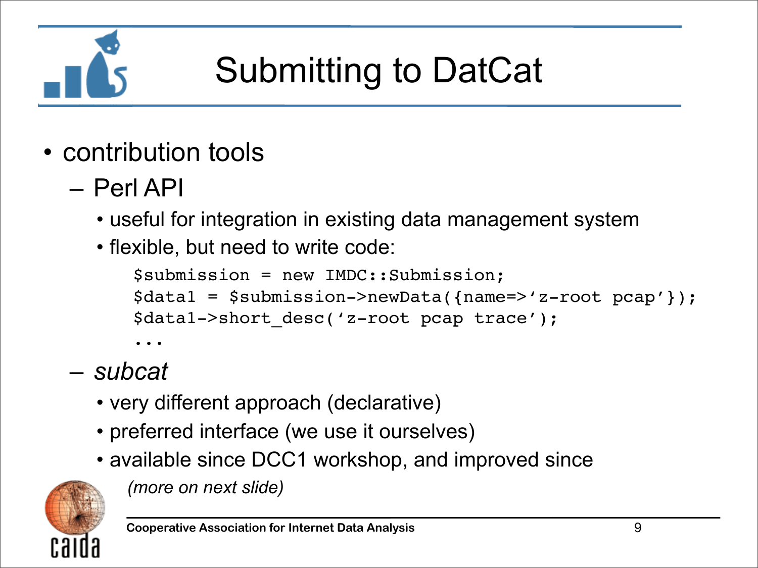# Submitting to DatCat

- contribution tools
  - Perl API
    - useful for integration in existing data management system
    - flexible, but need to write code:

```
$submission = new IMDC::Submission;
$data1 = $submission->newData({name=>'z-root pcap'});
$data1->short_desc('z-root pcap trace');
...
```

  - *subcat*
    - very different approach (declarative)
    - preferred interface (we use it ourselves)
    - available since DCC1 workshop, and improved since

      *(more on next slide)*

Cooperative Association for Internet Data Analysis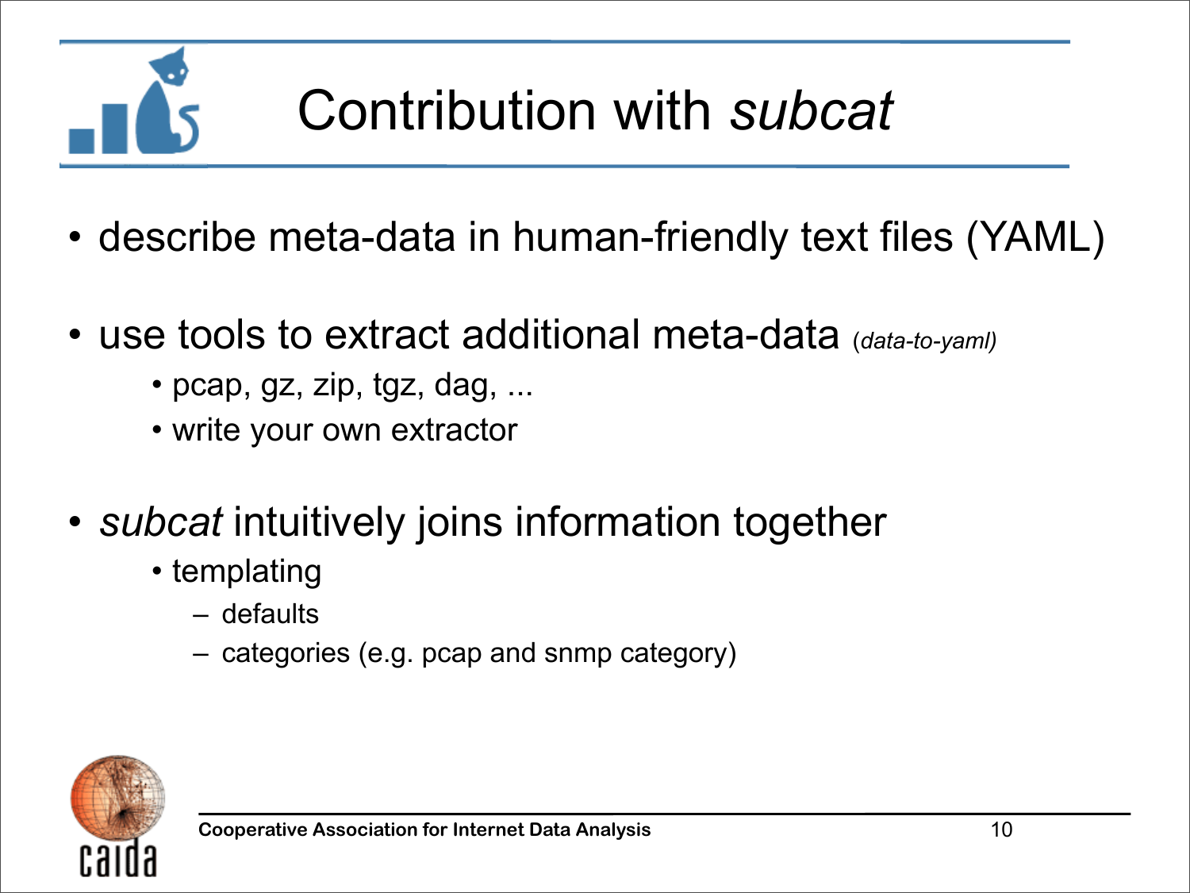# Contribution with *subcat*

- describe meta-data in human-friendly text files (YAML)
- use tools to extract additional meta-data *(data-to-yaml)*
  - pcap, gz, zip, tgz, dag, ...
  - write your own extractor
- *subcat* intuitively joins information together
  - templating
    - defaults
    - categories (e.g. pcap and snmp category)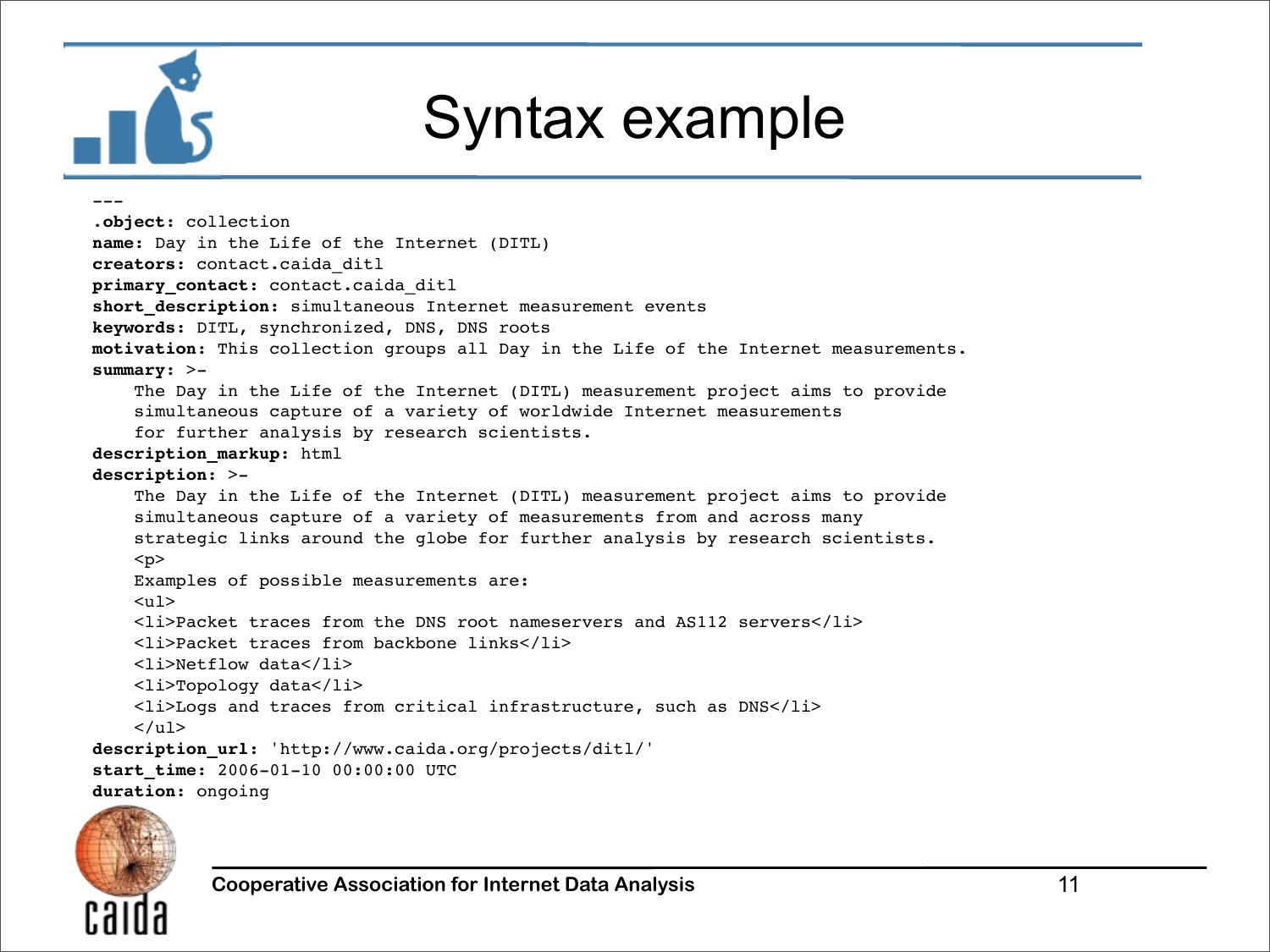# Syntax example

```
---
.object: collection
name: Day in the Life of the Internet (DITL)
creators: contact.caida_ditl
primary_contact: contact.caida_ditl
short_description: simultaneous Internet measurement events
keywords: DITL, synchronized, DNS, DNS roots
motivation: This collection groups all Day in the Life of the Internet measurements.
summary: >-
    The Day in the Life of the Internet (DITL) measurement project aims to provide
    simultaneous capture of a variety of worldwide Internet measurements
    for further analysis by research scientists.
description_markup: html
description: >-
    The Day in the Life of the Internet (DITL) measurement project aims to provide
    simultaneous capture of a variety of measurements from and across many
    strategic links around the globe for further analysis by research scientists.
    <p>
    Examples of possible measurements are:
    <ul>
    <li>Packet traces from the DNS root nameservers and AS112 servers</li>
    <li>Packet traces from backbone links</li>
    <li>Netflow data</li>
    <li>Topology data</li>
    <li>Logs and traces from critical infrastructure, such as DNS</li>
    </ul>
description_url: 'http://www.caida.org/projects/ditl/'
start_time: 2006-01-10 00:00:00 UTC
duration: ongoing
```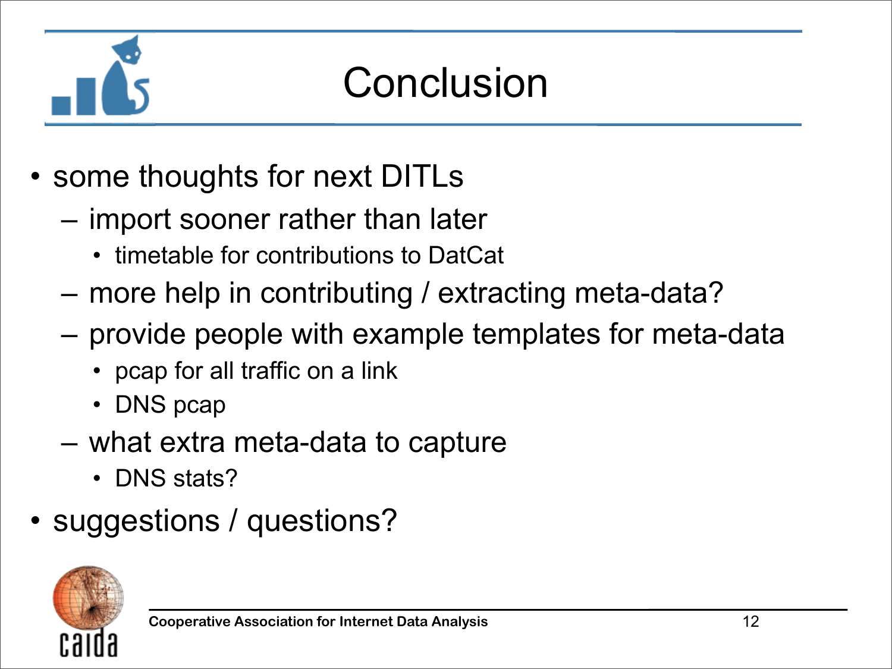# Conclusion

- some thoughts for next DITLs
  - import sooner rather than later
    - timetable for contributions to DatCat
  - more help in contributing / extracting meta-data?
  - provide people with example templates for meta-data
    - pcap for all traffic on a link
    - DNS pcap
  - what extra meta-data to capture
    - DNS stats?
- suggestions / questions?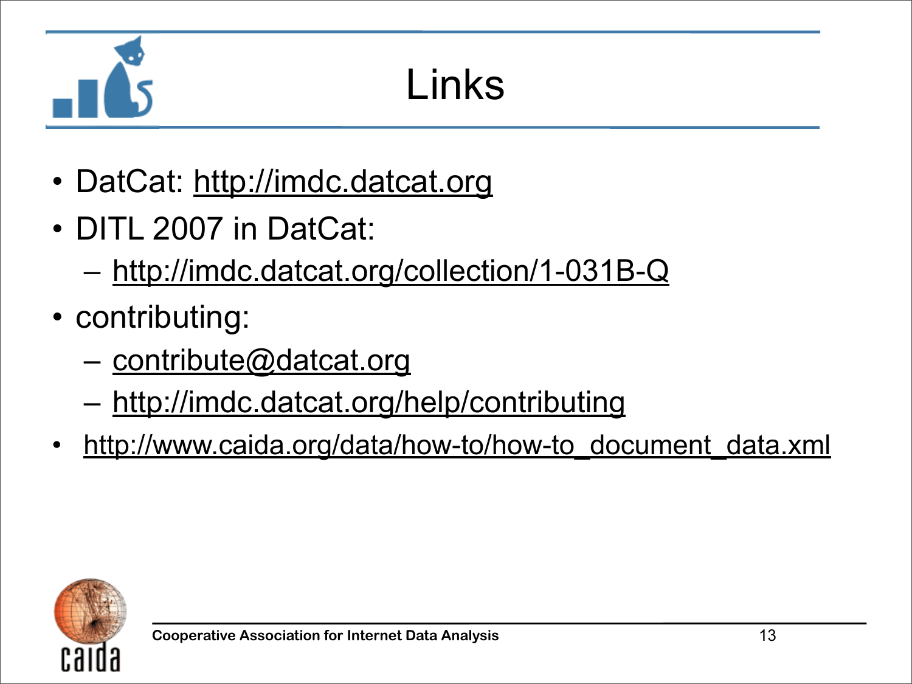# Links

- DatCat: http://imdc.datcat.org
- DITL 2007 in DatCat:
  - http://imdc.datcat.org/collection/1-031B-Q
- contributing:
  - contribute@datcat.org
  - http://imdc.datcat.org/help/contributing
- http://www.caida.org/data/how-to/how-to_document_data.xml